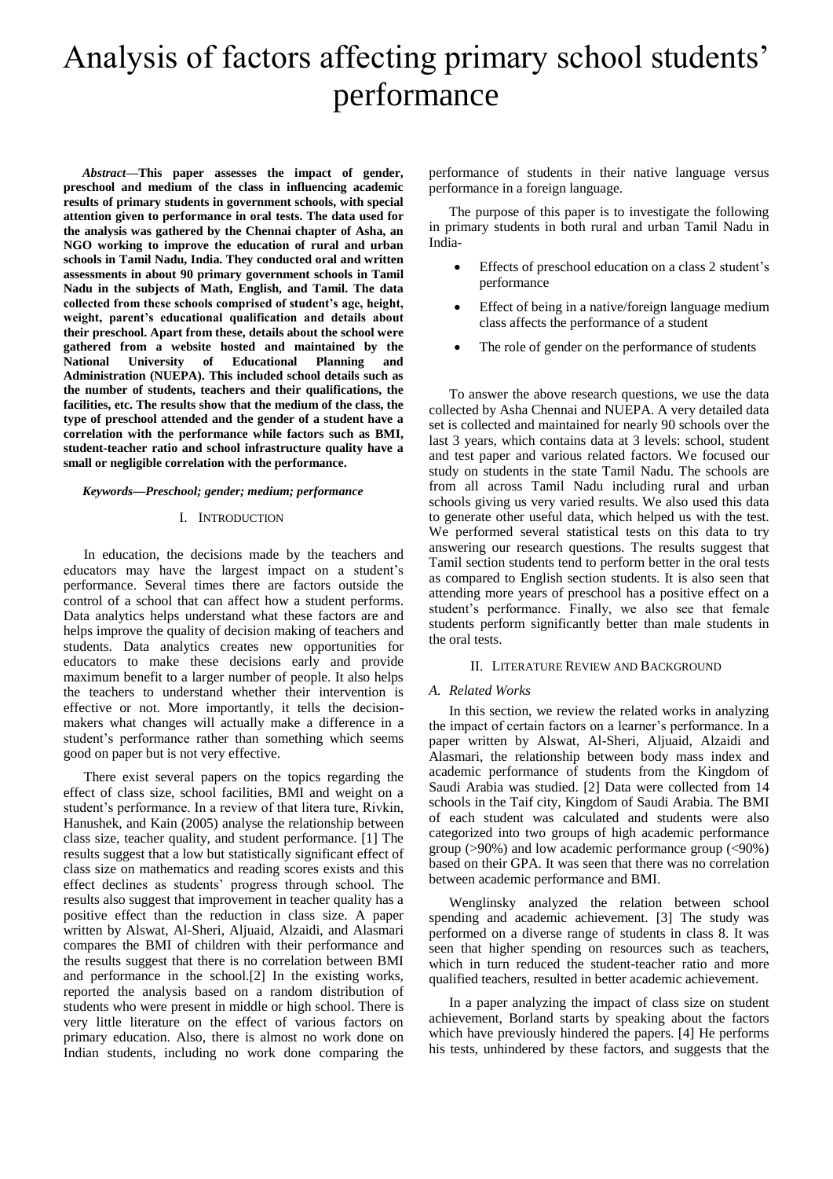# Analysis of factors affecting primary school students' performance

***Abstract*—This paper assesses the impact of gender, preschool and medium of the class in influencing academic results of primary students in government schools, with special attention given to performance in oral tests. The data used for the analysis was gathered by the Chennai chapter of Asha, an NGO working to improve the education of rural and urban schools in Tamil Nadu, India. They conducted oral and written assessments in about 90 primary government schools in Tamil Nadu in the subjects of Math, English, and Tamil. The data collected from these schools comprised of student's age, height, weight, parent's educational qualification and details about their preschool. Apart from these, details about the school were gathered from a website hosted and maintained by the National University of Educational Planning and Administration (NUEPA). This included school details such as the number of students, teachers and their qualifications, the facilities, etc. The results show that the medium of the class, the type of preschool attended and the gender of a student have a correlation with the performance while factors such as BMI, student-teacher ratio and school infrastructure quality have a small or negligible correlation with the performance.**

***Keywords—Preschool; gender; medium; performance***

## I. Introduction

In education, the decisions made by the teachers and educators may have the largest impact on a student's performance. Several times there are factors outside the control of a school that can affect how a student performs. Data analytics helps understand what these factors are and helps improve the quality of decision making of teachers and students. Data analytics creates new opportunities for educators to make these decisions early and provide maximum benefit to a larger number of people. It also helps the teachers to understand whether their intervention is effective or not. More importantly, it tells the decision-makers what changes will actually make a difference in a student's performance rather than something which seems good on paper but is not very effective.

There exist several papers on the topics regarding the effect of class size, school facilities, BMI and weight on a student's performance. In a review of that litera ture, Rivkin, Hanushek, and Kain (2005) analyse the relationship between class size, teacher quality, and student performance. [1] The results suggest that a low but statistically significant effect of class size on mathematics and reading scores exists and this effect declines as students' progress through school. The results also suggest that improvement in teacher quality has a positive effect than the reduction in class size. A paper written by Alswat, Al-Sheri, Aljuaid, Alzaidi, and Alasmari compares the BMI of children with their performance and the results suggest that there is no correlation between BMI and performance in the school.[2] In the existing works, reported the analysis based on a random distribution of students who were present in middle or high school. There is very little literature on the effect of various factors on primary education. Also, there is almost no work done on Indian students, including no work done comparing the performance of students in their native language versus performance in a foreign language.

The purpose of this paper is to investigate the following in primary students in both rural and urban Tamil Nadu in India-

- Effects of preschool education on a class 2 student's performance
- Effect of being in a native/foreign language medium class affects the performance of a student
- The role of gender on the performance of students

To answer the above research questions, we use the data collected by Asha Chennai and NUEPA. A very detailed data set is collected and maintained for nearly 90 schools over the last 3 years, which contains data at 3 levels: school, student and test paper and various related factors. We focused our study on students in the state Tamil Nadu. The schools are from all across Tamil Nadu including rural and urban schools giving us very varied results. We also used this data to generate other useful data, which helped us with the test. We performed several statistical tests on this data to try answering our research questions. The results suggest that Tamil section students tend to perform better in the oral tests as compared to English section students. It is also seen that attending more years of preschool has a positive effect on a student's performance. Finally, we also see that female students perform significantly better than male students in the oral tests.

## II. Literature Review and Background

### *A. Related Works*

In this section, we review the related works in analyzing the impact of certain factors on a learner's performance. In a paper written by Alswat, Al-Sheri, Aljuaid, Alzaidi and Alasmari, the relationship between body mass index and academic performance of students from the Kingdom of Saudi Arabia was studied. [2] Data were collected from 14 schools in the Taif city, Kingdom of Saudi Arabia. The BMI of each student was calculated and students were also categorized into two groups of high academic performance group (>90%) and low academic performance group (<90%) based on their GPA. It was seen that there was no correlation between academic performance and BMI.

Wenglinsky analyzed the relation between school spending and academic achievement. [3] The study was performed on a diverse range of students in class 8. It was seen that higher spending on resources such as teachers, which in turn reduced the student-teacher ratio and more qualified teachers, resulted in better academic achievement.

In a paper analyzing the impact of class size on student achievement, Borland starts by speaking about the factors which have previously hindered the papers. [4] He performs his tests, unhindered by these factors, and suggests that the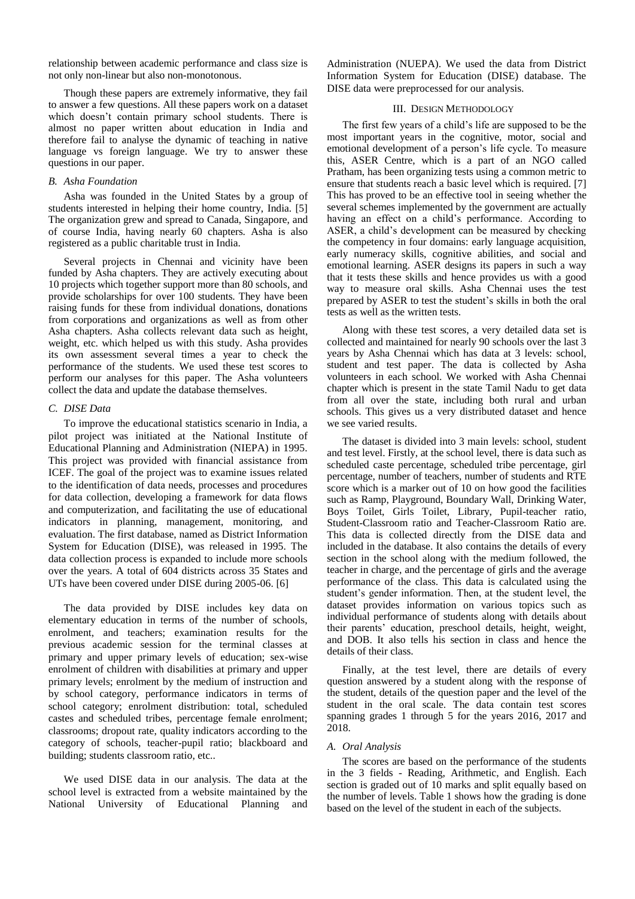relationship between academic performance and class size is not only non-linear but also non-monotonous.

Though these papers are extremely informative, they fail to answer a few questions. All these papers work on a dataset which doesn't contain primary school students. There is almost no paper written about education in India and therefore fail to analyse the dynamic of teaching in native language vs foreign language. We try to answer these questions in our paper.

### *B. Asha Foundation*

Asha was founded in the United States by a group of students interested in helping their home country, India. [5] The organization grew and spread to Canada, Singapore, and of course India, having nearly 60 chapters. Asha is also registered as a public charitable trust in India.

Several projects in Chennai and vicinity have been funded by Asha chapters. They are actively executing about 10 projects which together support more than 80 schools, and provide scholarships for over 100 students. They have been raising funds for these from individual donations, donations from corporations and organizations as well as from other Asha chapters. Asha collects relevant data such as height, weight, etc. which helped us with this study. Asha provides its own assessment several times a year to check the performance of the students. We used these test scores to perform our analyses for this paper. The Asha volunteers collect the data and update the database themselves.

### *C. DISE Data*

To improve the educational statistics scenario in India, a pilot project was initiated at the National Institute of Educational Planning and Administration (NIEPA) in 1995. This project was provided with financial assistance from ICEF. The goal of the project was to examine issues related to the identification of data needs, processes and procedures for data collection, developing a framework for data flows and computerization, and facilitating the use of educational indicators in planning, management, monitoring, and evaluation. The first database, named as District Information System for Education (DISE), was released in 1995. The data collection process is expanded to include more schools over the years. A total of 604 districts across 35 States and UTs have been covered under DISE during 2005-06. [6]

The data provided by DISE includes key data on elementary education in terms of the number of schools, enrolment, and teachers; examination results for the previous academic session for the terminal classes at primary and upper primary levels of education; sex-wise enrolment of children with disabilities at primary and upper primary levels; enrolment by the medium of instruction and by school category, performance indicators in terms of school category; enrolment distribution: total, scheduled castes and scheduled tribes, percentage female enrolment; classrooms; dropout rate, quality indicators according to the category of schools, teacher-pupil ratio; blackboard and building; students classroom ratio, etc..

We used DISE data in our analysis. The data at the school level is extracted from a website maintained by the National University of Educational Planning and Administration (NUEPA). We used the data from District Information System for Education (DISE) database. The DISE data were preprocessed for our analysis.

## III. Design Methodology

The first few years of a child's life are supposed to be the most important years in the cognitive, motor, social and emotional development of a person's life cycle. To measure this, ASER Centre, which is a part of an NGO called Pratham, has been organizing tests using a common metric to ensure that students reach a basic level which is required. [7] This has proved to be an effective tool in seeing whether the several schemes implemented by the government are actually having an effect on a child's performance. According to ASER, a child's development can be measured by checking the competency in four domains: early language acquisition, early numeracy skills, cognitive abilities, and social and emotional learning. ASER designs its papers in such a way that it tests these skills and hence provides us with a good way to measure oral skills. Asha Chennai uses the test prepared by ASER to test the student's skills in both the oral tests as well as the written tests.

Along with these test scores, a very detailed data set is collected and maintained for nearly 90 schools over the last 3 years by Asha Chennai which has data at 3 levels: school, student and test paper. The data is collected by Asha volunteers in each school. We worked with Asha Chennai chapter which is present in the state Tamil Nadu to get data from all over the state, including both rural and urban schools. This gives us a very distributed dataset and hence we see varied results.

The dataset is divided into 3 main levels: school, student and test level. Firstly, at the school level, there is data such as scheduled caste percentage, scheduled tribe percentage, girl percentage, number of teachers, number of students and RTE score which is a marker out of 10 on how good the facilities such as Ramp, Playground, Boundary Wall, Drinking Water, Boys Toilet, Girls Toilet, Library, Pupil-teacher ratio, Student-Classroom ratio and Teacher-Classroom Ratio are. This data is collected directly from the DISE data and included in the database. It also contains the details of every section in the school along with the medium followed, the teacher in charge, and the percentage of girls and the average performance of the class. This data is calculated using the student's gender information. Then, at the student level, the dataset provides information on various topics such as individual performance of students along with details about their parents' education, preschool details, height, weight, and DOB. It also tells his section in class and hence the details of their class.

Finally, at the test level, there are details of every question answered by a student along with the response of the student, details of the question paper and the level of the student in the oral scale. The data contain test scores spanning grades 1 through 5 for the years 2016, 2017 and 2018.

### *A. Oral Analysis*

The scores are based on the performance of the students in the 3 fields - Reading, Arithmetic, and English. Each section is graded out of 10 marks and split equally based on the number of levels. Table 1 shows how the grading is done based on the level of the student in each of the subjects.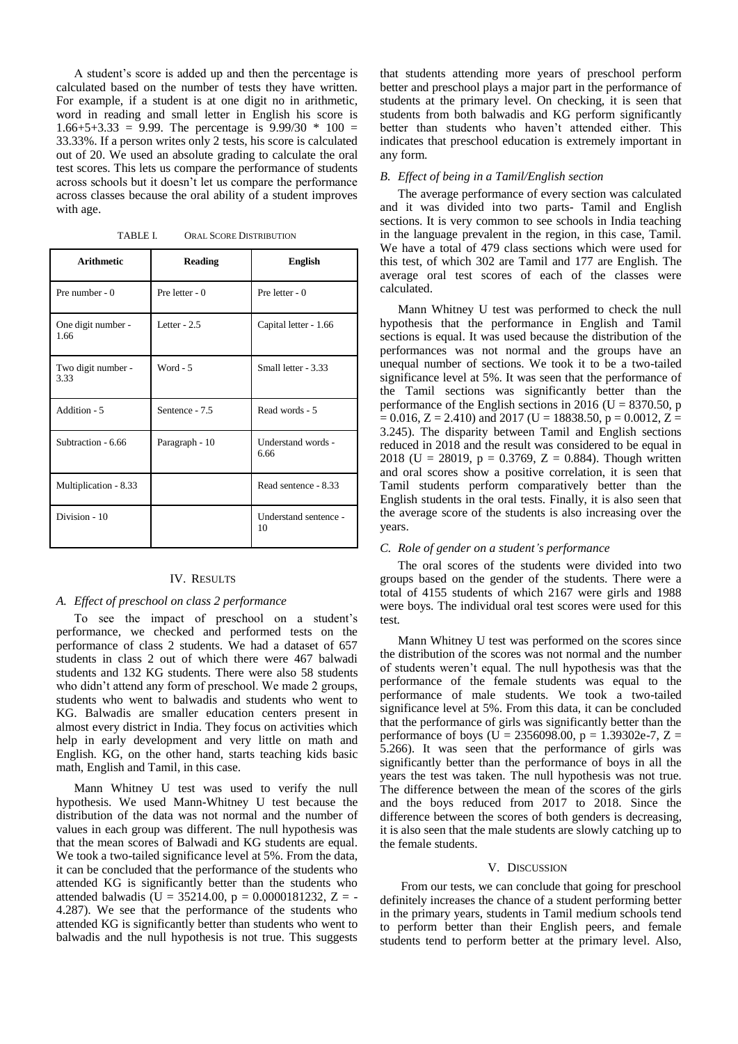A student's score is added up and then the percentage is calculated based on the number of tests they have written. For example, if a student is at one digit no in arithmetic, word in reading and small letter in English his score is 1.66+5+3.33 = 9.99. The percentage is 9.99/30 * 100 = 33.33%. If a person writes only 2 tests, his score is calculated out of 20. We used an absolute grading to calculate the oral test scores. This lets us compare the performance of students across schools but it doesn't let us compare the performance across classes because the oral ability of a student improves with age.

TABLE I. ORAL SCORE DISTRIBUTION

| Arithmetic | Reading | English |
|---|---|---|
| Pre number - 0 | Pre letter - 0 | Pre letter - 0 |
| One digit number - 1.66 | Letter - 2.5 | Capital letter - 1.66 |
| Two digit number - 3.33 | Word - 5 | Small letter - 3.33 |
| Addition - 5 | Sentence - 7.5 | Read words - 5 |
| Subtraction - 6.66 | Paragraph - 10 | Understand words - 6.66 |
| Multiplication - 8.33 | | Read sentence - 8.33 |
| Division - 10 | | Understand sentence - 10 |

## IV. Results

### A. Effect of preschool on class 2 performance

To see the impact of preschool on a student's performance, we checked and performed tests on the performance of class 2 students. We had a dataset of 657 students in class 2 out of which there were 467 balwadi students and 132 KG students. There were also 58 students who didn't attend any form of preschool. We made 2 groups, students who went to balwadis and students who went to KG. Balwadis are smaller education centers present in almost every district in India. They focus on activities which help in early development and very little on math and English. KG, on the other hand, starts teaching kids basic math, English and Tamil, in this case.

Mann Whitney U test was used to verify the null hypothesis. We used Mann-Whitney U test because the distribution of the data was not normal and the number of values in each group was different. The null hypothesis was that the mean scores of Balwadi and KG students are equal. We took a two-tailed significance level at 5%. From the data, it can be concluded that the performance of the students who attended KG is significantly better than the students who attended balwadis ($U = 35214.00$, $p = 0.0000181232$, $Z = -4.287$). We see that the performance of the students who attended KG is significantly better than students who went to balwadis and the null hypothesis is not true. This suggests that students attending more years of preschool perform better and preschool plays a major part in the performance of students at the primary level. On checking, it is seen that students from both balwadis and KG perform significantly better than students who haven't attended either. This indicates that preschool education is extremely important in any form.

### B. Effect of being in a Tamil/English section

The average performance of every section was calculated and it was divided into two parts- Tamil and English sections. It is very common to see schools in India teaching in the language prevalent in the region, in this case, Tamil. We have a total of 479 class sections which were used for this test, of which 302 are Tamil and 177 are English. The average oral test scores of each of the classes were calculated.

Mann Whitney U test was performed to check the null hypothesis that the performance in English and Tamil sections is equal. It was used because the distribution of the performances was not normal and the groups have an unequal number of sections. We took it to be a two-tailed significance level at 5%. It was seen that the performance of the Tamil sections was significantly better than the performance of the English sections in 2016 ($U = 8370.50$, $p = 0.016$, $Z = 2.410$) and 2017 ($U = 18838.50$, $p = 0.0012$, $Z = 3.245$). The disparity between Tamil and English sections reduced in 2018 and the result was considered to be equal in 2018 ($U = 28019$, $p = 0.3769$, $Z = 0.884$). Though written and oral scores show a positive correlation, it is seen that Tamil students perform comparatively better than the English students in the oral tests. Finally, it is also seen that the average score of the students is also increasing over the years.

### C. Role of gender on a student's performance

The oral scores of the students were divided into two groups based on the gender of the students. There were a total of 4155 students of which 2167 were girls and 1988 were boys. The individual oral test scores were used for this test.

Mann Whitney U test was performed on the scores since the distribution of the scores was not normal and the number of students weren't equal. The null hypothesis was that the performance of the female students was equal to the performance of male students. We took a two-tailed significance level at 5%. From this data, it can be concluded that the performance of girls was significantly better than the performance of boys ($U = 2356098.00$, $p = 1.39302e-7$, $Z = 5.266$). It was seen that the performance of girls was significantly better than the performance of boys in all the years the test was taken. The null hypothesis was not true. The difference between the mean of the scores of the girls and the boys reduced from 2017 to 2018. Since the difference between the scores of both genders is decreasing, it is also seen that the male students are slowly catching up to the female students.

## V. Discussion

From our tests, we can conclude that going for preschool definitely increases the chance of a student performing better in the primary years, students in Tamil medium schools tend to perform better than their English peers, and female students tend to perform better at the primary level. Also,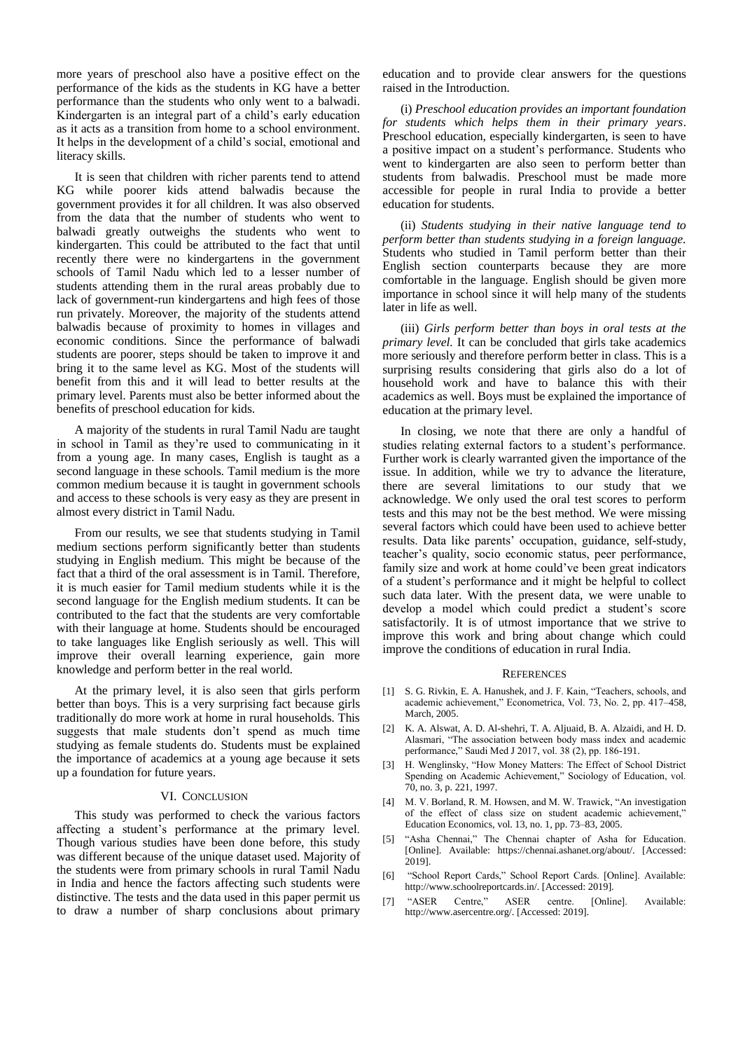more years of preschool also have a positive effect on the performance of the kids as the students in KG have a better performance than the students who only went to a balwadi. Kindergarten is an integral part of a child's early education as it acts as a transition from home to a school environment. It helps in the development of a child's social, emotional and literacy skills.

It is seen that children with richer parents tend to attend KG while poorer kids attend balwadis because the government provides it for all children. It was also observed from the data that the number of students who went to balwadi greatly outweighs the students who went to kindergarten. This could be attributed to the fact that until recently there were no kindergartens in the government schools of Tamil Nadu which led to a lesser number of students attending them in the rural areas probably due to lack of government-run kindergartens and high fees of those run privately. Moreover, the majority of the students attend balwadis because of proximity to homes in villages and economic conditions. Since the performance of balwadi students are poorer, steps should be taken to improve it and bring it to the same level as KG. Most of the students will benefit from this and it will lead to better results at the primary level. Parents must also be better informed about the benefits of preschool education for kids.

A majority of the students in rural Tamil Nadu are taught in school in Tamil as they're used to communicating in it from a young age. In many cases, English is taught as a second language in these schools. Tamil medium is the more common medium because it is taught in government schools and access to these schools is very easy as they are present in almost every district in Tamil Nadu.

From our results, we see that students studying in Tamil medium sections perform significantly better than students studying in English medium. This might be because of the fact that a third of the oral assessment is in Tamil. Therefore, it is much easier for Tamil medium students while it is the second language for the English medium students. It can be contributed to the fact that the students are very comfortable with their language at home. Students should be encouraged to take languages like English seriously as well. This will improve their overall learning experience, gain more knowledge and perform better in the real world.

At the primary level, it is also seen that girls perform better than boys. This is a very surprising fact because girls traditionally do more work at home in rural households. This suggests that male students don't spend as much time studying as female students do. Students must be explained the importance of academics at a young age because it sets up a foundation for future years.

## VI. Conclusion

This study was performed to check the various factors affecting a student's performance at the primary level. Though various studies have been done before, this study was different because of the unique dataset used. Majority of the students were from primary schools in rural Tamil Nadu in India and hence the factors affecting such students were distinctive. The tests and the data used in this paper permit us to draw a number of sharp conclusions about primary education and to provide clear answers for the questions raised in the Introduction.

(i) *Preschool education provides an important foundation for students which helps them in their primary years*. Preschool education, especially kindergarten, is seen to have a positive impact on a student's performance. Students who went to kindergarten are also seen to perform better than students from balwadis. Preschool must be made more accessible for people in rural India to provide a better education for students.

(ii) *Students studying in their native language tend to perform better than students studying in a foreign language.* Students who studied in Tamil perform better than their English section counterparts because they are more comfortable in the language. English should be given more importance in school since it will help many of the students later in life as well.

(iii) *Girls perform better than boys in oral tests at the primary level.* It can be concluded that girls take academics more seriously and therefore perform better in class. This is a surprising results considering that girls also do a lot of household work and have to balance this with their academics as well. Boys must be explained the importance of education at the primary level.

In closing, we note that there are only a handful of studies relating external factors to a student's performance. Further work is clearly warranted given the importance of the issue. In addition, while we try to advance the literature, there are several limitations to our study that we acknowledge. We only used the oral test scores to perform tests and this may not be the best method. We were missing several factors which could have been used to achieve better results. Data like parents' occupation, guidance, self-study, teacher's quality, socio economic status, peer performance, family size and work at home could've been great indicators of a student's performance and it might be helpful to collect such data later. With the present data, we were unable to develop a model which could predict a student's score satisfactorily. It is of utmost importance that we strive to improve this work and bring about change which could improve the conditions of education in rural India.

## References

[1] S. G. Rivkin, E. A. Hanushek, and J. F. Kain, "Teachers, schools, and academic achievement," Econometrica, Vol. 73, No. 2, pp. 417–458, March, 2005.

[2] K. A. Alswat, A. D. Al-shehri, T. A. Aljuaid, B. A. Alzaidi, and H. D. Alasmari, "The association between body mass index and academic performance," Saudi Med J 2017, vol. 38 (2), pp. 186-191.

[3] H. Wenglinsky, "How Money Matters: The Effect of School District Spending on Academic Achievement," Sociology of Education, vol. 70, no. 3, p. 221, 1997.

[4] M. V. Borland, R. M. Howsen, and M. W. Trawick, "An investigation of the effect of class size on student academic achievement," Education Economics, vol. 13, no. 1, pp. 73–83, 2005.

[5] "Asha Chennai," The Chennai chapter of Asha for Education. [Online]. Available: https://chennai.ashanet.org/about/. [Accessed: 2019].

[6] "School Report Cards," School Report Cards. [Online]. Available: http://www.schoolreportcards.in/. [Accessed: 2019].

[7] "ASER Centre," ASER centre. [Online]. Available: http://www.asercentre.org/. [Accessed: 2019].